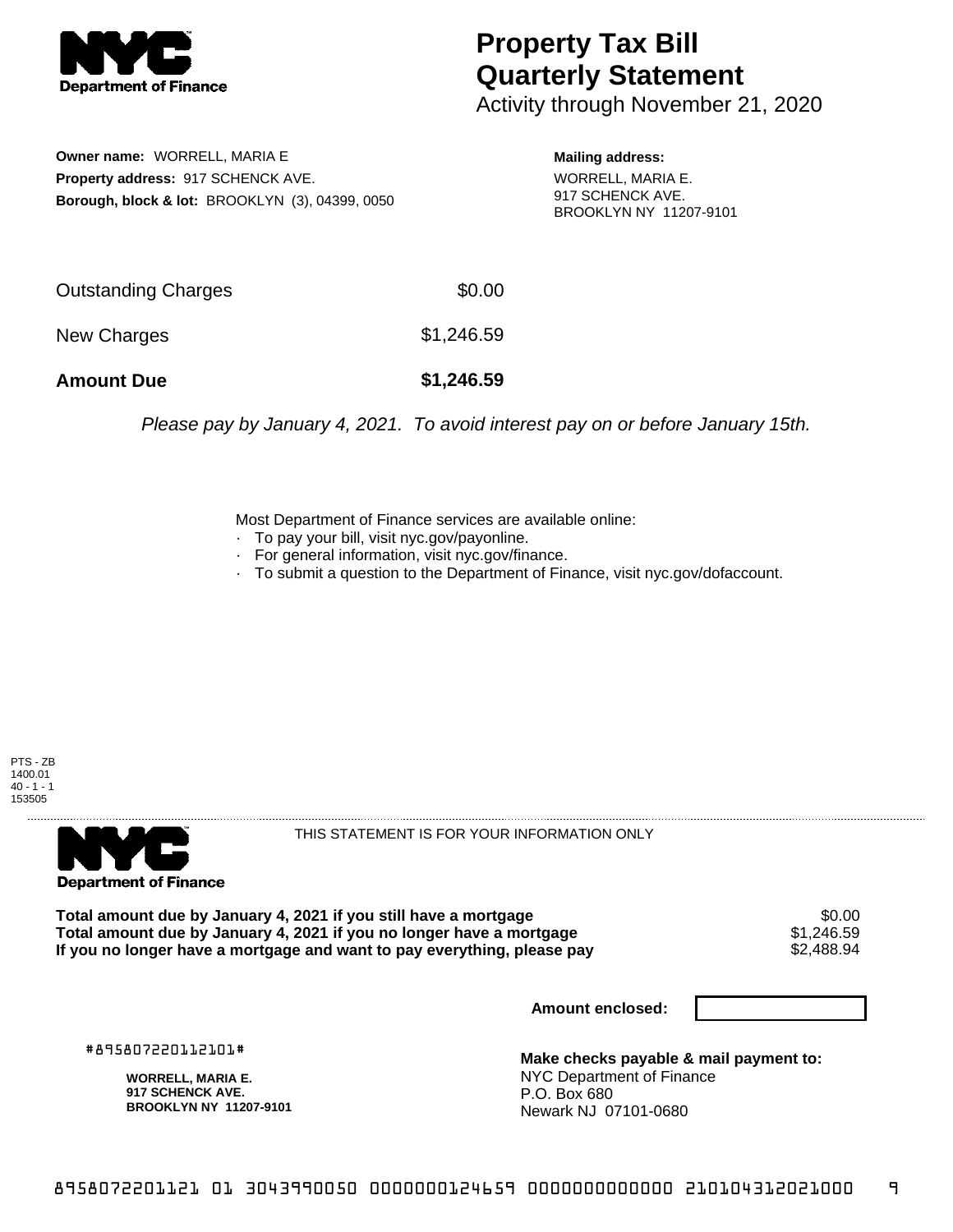# Property Tax Bill Quarterly Statement

Activity through November 21, 2020

**Owner name:** WORRELL, MARIA E
**Property address:** 917 SCHENCK AVE.
**Borough, block & lot:** BROOKLYN (3), 04399, 0050

**Mailing address:**
WORRELL, MARIA E.
917 SCHENCK AVE.
BROOKLYN NY 11207-9101

| | |
|---|---|
| Outstanding Charges | $0.00 |
| New Charges | $1,246.59 |
| **Amount Due** | **$1,246.59** |

*Please pay by January 4, 2021. To avoid interest pay on or before January 15th.*

Most Department of Finance services are available online:

- To pay your bill, visit nyc.gov/payonline.
- For general information, visit nyc.gov/finance.
- To submit a question to the Department of Finance, visit nyc.gov/dofaccount.

PTS - ZB
1400.01
40 - 1 - 1
153505

THIS STATEMENT IS FOR YOUR INFORMATION ONLY

| | |
|---|---|
| **Total amount due by January 4, 2021 if you still have a mortgage** | $0.00 |
| **Total amount due by January 4, 2021 if you no longer have a mortgage** | $1,246.59 |
| **If you no longer have a mortgage and want to pay everything, please pay** | $2,488.94 |

**Amount enclosed:**

#895807220112101#

**WORRELL, MARIA E.**
**917 SCHENCK AVE.**
**BROOKLYN NY 11207-9101**

**Make checks payable & mail payment to:**
NYC Department of Finance
P.O. Box 680
Newark NJ 07101-0680

8958072201121 01 3043990050 0000000124659 0000000000000 210104312021000 9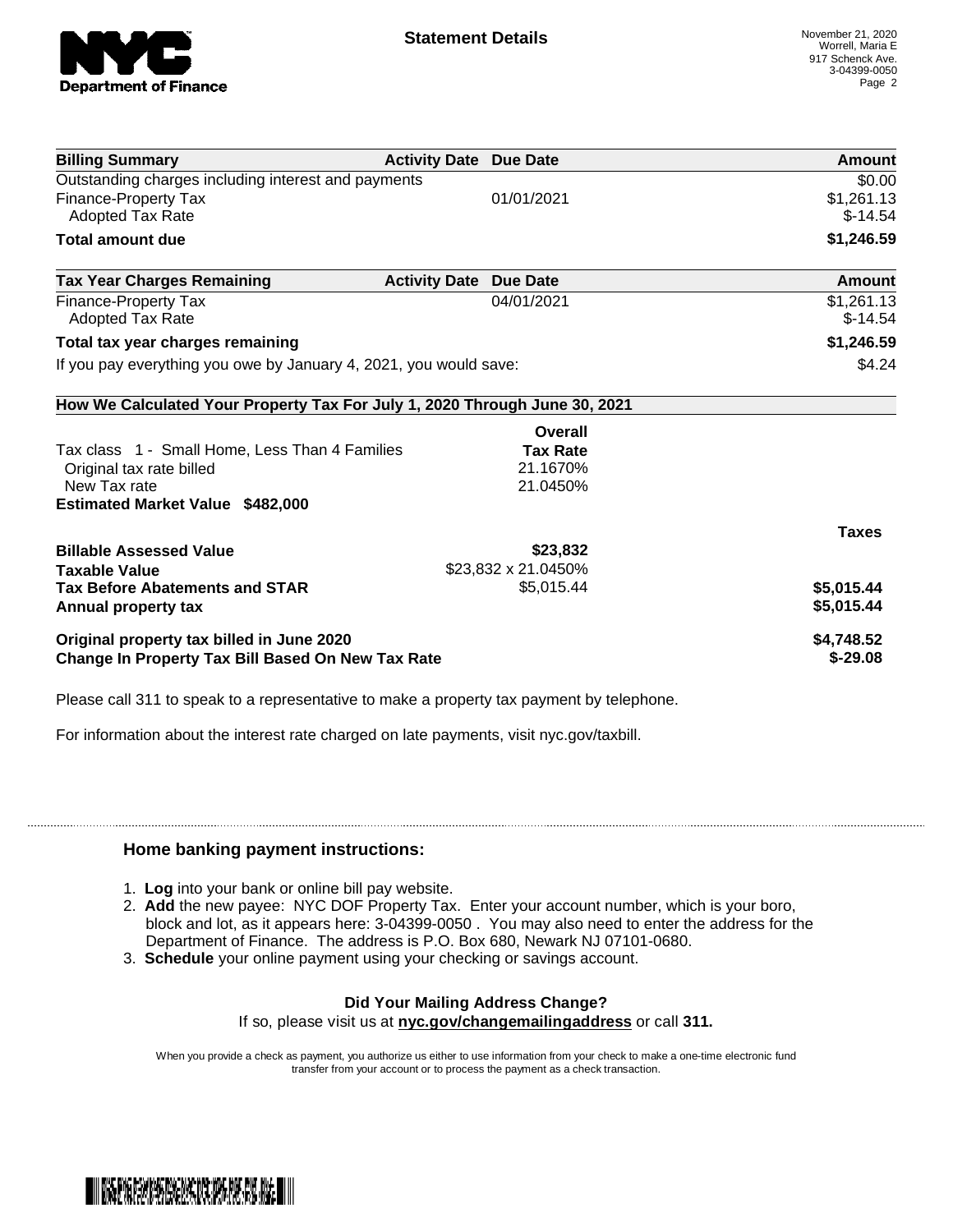**Statement Details**

November 21, 2020
Worrell, Maria E
917 Schenck Ave.
3-04399-0050

| Billing Summary | Activity Date | Due Date | Amount |
| --- | --- | --- | --- |
| Outstanding charges including interest and payments | | | $0.00 |
| Finance-Property Tax | | 01/01/2021 | $1,261.13 |
| Adopted Tax Rate | | | $-14.54 |
| **Total amount due** | | | **$1,246.59** |

| Tax Year Charges Remaining | Activity Date | Due Date | Amount |
| --- | --- | --- | --- |
| Finance-Property Tax | | 04/01/2021 | $1,261.13 |
| Adopted Tax Rate | | | $-14.54 |
| **Total tax year charges remaining** | | | **$1,246.59** |
| If you pay everything you owe by January 4, 2021, you would save: | | | $4.24 |

**How We Calculated Your Property Tax For July 1, 2020 Through June 30, 2021**

| | Overall Tax Rate | |
| --- | --- | --- |
| Tax class 1 - Small Home, Less Than 4 Families | | |
| Original tax rate billed | 21.1670% | |
| New Tax rate | 21.0450% | |
| **Estimated Market Value $482,000** | | |
| | | **Taxes** |
| **Billable Assessed Value** | **$23,832** | |
| **Taxable Value** | $23,832 x 21.0450% | |
| **Tax Before Abatements and STAR** | $5,015.44 | **$5,015.44** |
| **Annual property tax** | | **$5,015.44** |
| **Original property tax billed in June 2020** | | **$4,748.52** |
| **Change In Property Tax Bill Based On New Tax Rate** | | **$-29.08** |

Please call 311 to speak to a representative to make a property tax payment by telephone.

For information about the interest rate charged on late payments, visit nyc.gov/taxbill.

## Home banking payment instructions:

1. **Log** into your bank or online bill pay website.
2. **Add** the new payee: NYC DOF Property Tax. Enter your account number, which is your boro, block and lot, as it appears here: 3-04399-0050 . You may also need to enter the address for the Department of Finance. The address is P.O. Box 680, Newark NJ 07101-0680.
3. **Schedule** your online payment using your checking or savings account.

**Did Your Mailing Address Change?**
If so, please visit us at **nyc.gov/changemailingaddress** or call **311.**

When you provide a check as payment, you authorize us either to use information from your check to make a one-time electronic fund transfer from your account or to process the payment as a check transaction.